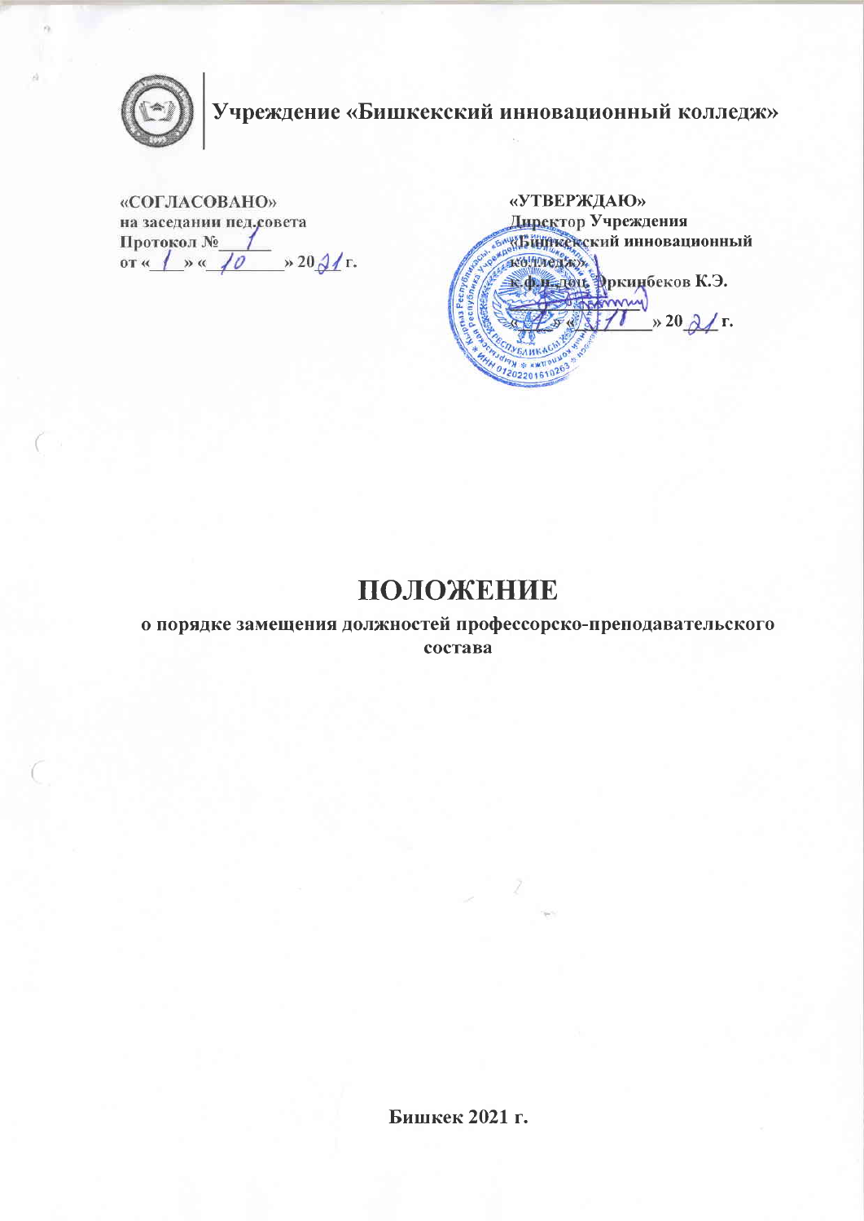**Учреждение «Бишкекский инновационный колледж»**

| **«СОГЛАСОВАНО»** | **«УТВЕРЖДАЮ»** |
| --- | --- |
| на заседании пед.совета | Директор Учреждения |
| Протокол № 1 | «Бишкекский инновационный колледж» |
| от « 1 » « 10 » 2021 г. | к.ф.н., доц. Эркинбеков К.Э. |
| | « » « 11 » 2021 г. |

# ПОЛОЖЕНИЕ

**о порядке замещения должностей профессорско-преподавательского состава**

**Бишкек 2021 г.**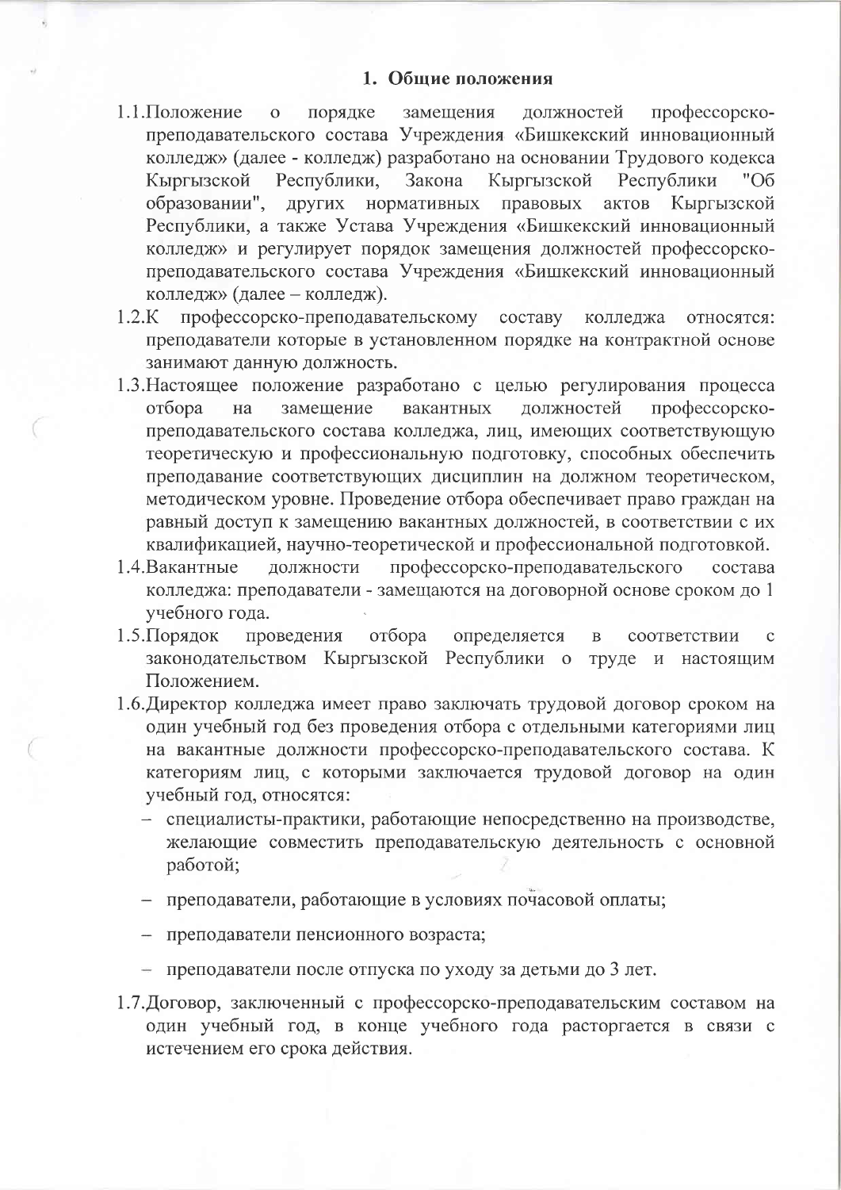## 1. Общие положения

1.1. Положение о порядке замещения должностей профессорско-преподавательского состава Учреждения «Бишкекский инновационный колледж» (далее - колледж) разработано на основании Трудового кодекса Кыргызской Республики, Закона Кыргызской Республики "Об образовании", других нормативных правовых актов Кыргызской Республики, а также Устава Учреждения «Бишкекский инновационный колледж» и регулирует порядок замещения должностей профессорско-преподавательского состава Учреждения «Бишкекский инновационный колледж» (далее – колледж).

1.2. К профессорско-преподавательскому составу колледжа относятся: преподаватели которые в установленном порядке на контрактной основе занимают данную должность.

1.3. Настоящее положение разработано с целью регулирования процесса отбора на замещение вакантных должностей профессорско-преподавательского состава колледжа, лиц, имеющих соответствующую теоретическую и профессиональную подготовку, способных обеспечить преподавание соответствующих дисциплин на должном теоретическом, методическом уровне. Проведение отбора обеспечивает право граждан на равный доступ к замещению вакантных должностей, в соответствии с их квалификацией, научно-теоретической и профессиональной подготовкой.

1.4. Вакантные должности профессорско-преподавательского состава колледжа: преподаватели - замещаются на договорной основе сроком до 1 учебного года.

1.5. Порядок проведения отбора определяется в соответствии с законодательством Кыргызской Республики о труде и настоящим Положением.

1.6. Директор колледжа имеет право заключать трудовой договор сроком на один учебный год без проведения отбора с отдельными категориями лиц на вакантные должности профессорско-преподавательского состава. К категориям лиц, с которыми заключается трудовой договор на один учебный год, относятся:

- специалисты-практики, работающие непосредственно на производстве, желающие совместить преподавательскую деятельность с основной работой;
- преподаватели, работающие в условиях почасовой оплаты;
- преподаватели пенсионного возраста;
- преподаватели после отпуска по уходу за детьми до 3 лет.

1.7. Договор, заключенный с профессорско-преподавательским составом на один учебный год, в конце учебного года расторгается в связи с истечением его срока действия.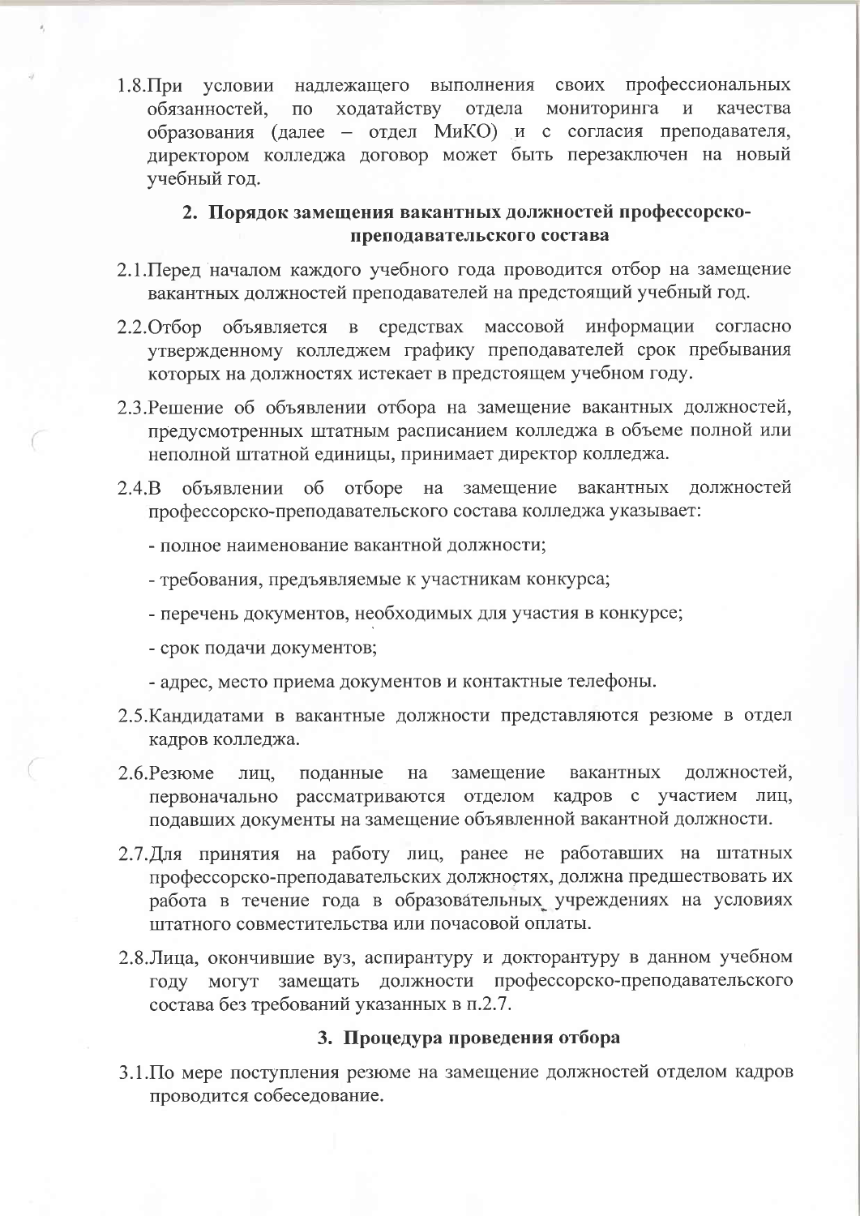1.8.При условии надлежащего выполнения своих профессиональных обязанностей, по ходатайству отдела мониторинга и качества образования (далее – отдел МиКО) и с согласия преподавателя, директором колледжа договор может быть перезаключен на новый учебный год.

## 2. Порядок замещения вакантных должностей профессорско-преподавательского состава

2.1.Перед началом каждого учебного года проводится отбор на замещение вакантных должностей преподавателей на предстоящий учебный год.

2.2.Отбор объявляется в средствах массовой информации согласно утвержденному колледжем графику преподавателей срок пребывания которых на должностях истекает в предстоящем учебном году.

2.3.Решение об объявлении отбора на замещение вакантных должностей, предусмотренных штатным расписанием колледжа в объеме полной или неполной штатной единицы, принимает директор колледжа.

2.4.В объявлении об отборе на замещение вакантных должностей профессорско-преподавательского состава колледжа указывает:

- полное наименование вакантной должности;
- требования, предъявляемые к участникам конкурса;
- перечень документов, необходимых для участия в конкурсе;
- срок подачи документов;
- адрес, место приема документов и контактные телефоны.

2.5.Кандидатами в вакантные должности представляются резюме в отдел кадров колледжа.

2.6.Резюме лиц, поданные на замещение вакантных должностей, первоначально рассматриваются отделом кадров с участием лиц, подавших документы на замещение объявленной вакантной должности.

2.7.Для принятия на работу лиц, ранее не работавших на штатных профессорско-преподавательских должностях, должна предшествовать их работа в течение года в образовательных учреждениях на условиях штатного совместительства или почасовой оплаты.

2.8.Лица, окончившие вуз, аспирантуру и докторантуру в данном учебном году могут замещать должности профессорско-преподавательского состава без требований указанных в п.2.7.

## 3. Процедура проведения отбора

3.1.По мере поступления резюме на замещение должностей отделом кадров проводится собеседование.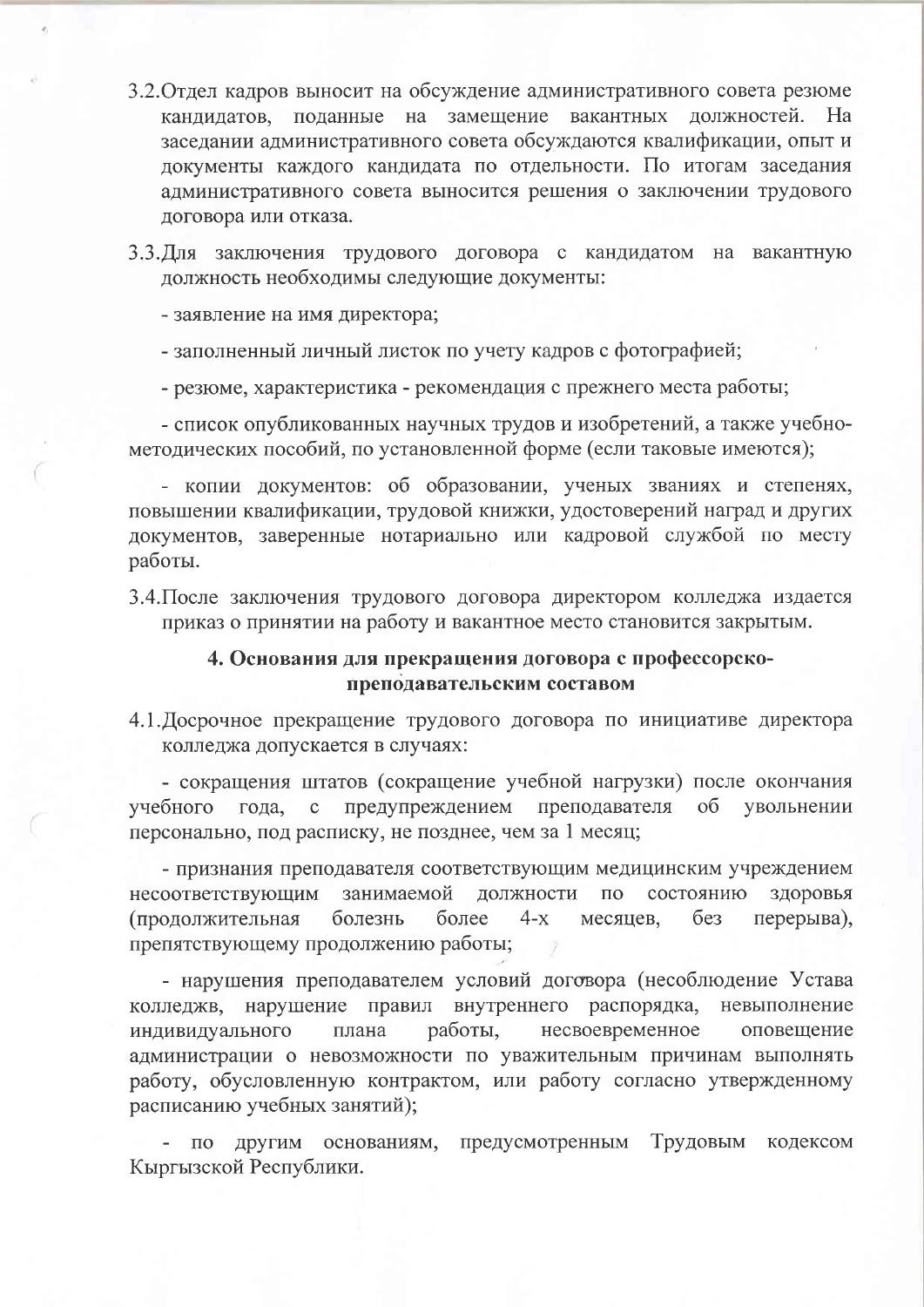3.2. Отдел кадров выносит на обсуждение административного совета резюме кандидатов, поданные на замещение вакантных должностей. На заседании административного совета обсуждаются квалификации, опыт и документы каждого кандидата по отдельности. По итогам заседания административного совета выносится решения о заключении трудового договора или отказа.

3.3. Для заключения трудового договора с кандидатом на вакантную должность необходимы следующие документы:

- заявление на имя директора;
- заполненный личный листок по учету кадров с фотографией;
- резюме, характеристика - рекомендация с прежнего места работы;
- список опубликованных научных трудов и изобретений, а также учебно-методических пособий, по установленной форме (если таковые имеются);
- копии документов: об образовании, ученых званиях и степенях, повышении квалификации, трудовой книжки, удостоверений наград и других документов, заверенные нотариально или кадровой службой по месту работы.

3.4. После заключения трудового договора директором колледжа издается приказ о принятии на работу и вакантное место становится закрытым.

### 4. Основания для прекращения договора с профессорско-преподавательским составом

4.1. Досрочное прекращение трудового договора по инициативе директора колледжа допускается в случаях:

- сокращения штатов (сокращение учебной нагрузки) после окончания учебного года, с предупреждением преподавателя об увольнении персонально, под расписку, не позднее, чем за 1 месяц;
- признания преподавателя соответствующим медицинским учреждением несоответствующим занимаемой должности по состоянию здоровья (продолжительная болезнь более 4-х месяцев, без перерыва), препятствующему продолжению работы;
- нарушения преподавателем условий договора (несоблюдение Устава колледжв, нарушение правил внутреннего распорядка, невыполнение индивидуального плана работы, несвоевременное оповещение администрации о невозможности по уважительным причинам выполнять работу, обусловленную контрактом, или работу согласно утвержденному расписанию учебных занятий);
- по другим основаниям, предусмотренным Трудовым кодексом Кыргызской Республики.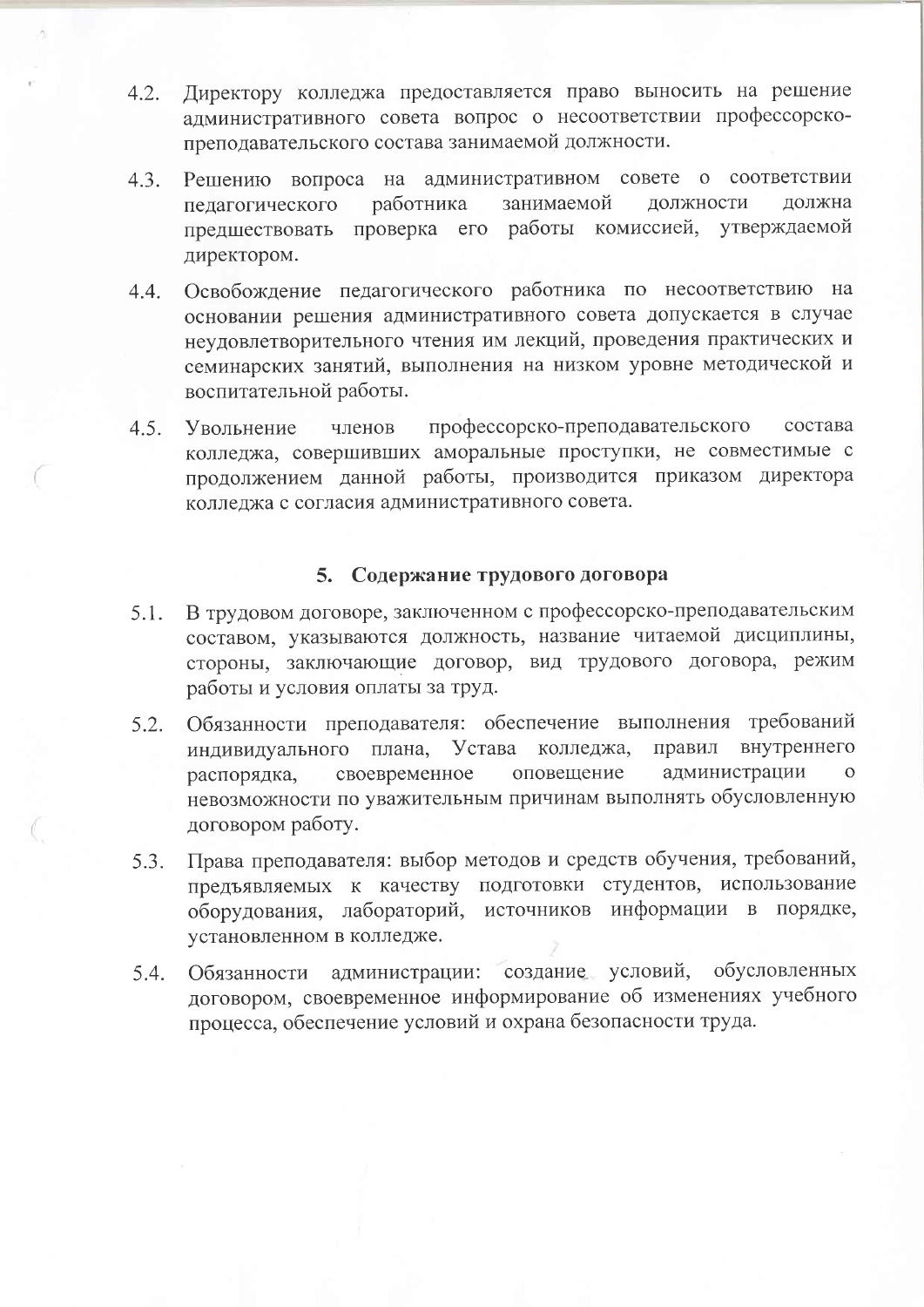4.2. Директору колледжа предоставляется право выносить на решение административного совета вопрос о несоответствии профессорско-преподавательского состава занимаемой должности.

4.3. Решению вопроса на административном совете о соответствии педагогического работника занимаемой должности должна предшествовать проверка его работы комиссией, утверждаемой директором.

4.4. Освобождение педагогического работника по несоответствию на основании решения административного совета допускается в случае неудовлетворительного чтения им лекций, проведения практических и семинарских занятий, выполнения на низком уровне методической и воспитательной работы.

4.5. Увольнение членов профессорско-преподавательского состава колледжа, совершивших аморальные проступки, не совместимые с продолжением данной работы, производится приказом директора колледжа с согласия административного совета.

## 5. Содержание трудового договора

5.1. В трудовом договоре, заключенном с профессорско-преподавательским составом, указываются должность, название читаемой дисциплины, стороны, заключающие договор, вид трудового договора, режим работы и условия оплаты за труд.

5.2. Обязанности преподавателя: обеспечение выполнения требований индивидуального плана, Устава колледжа, правил внутреннего распорядка, своевременное оповещение администрации о невозможности по уважительным причинам выполнять обусловленную договором работу.

5.3. Права преподавателя: выбор методов и средств обучения, требований, предъявляемых к качеству подготовки студентов, использование оборудования, лабораторий, источников информации в порядке, установленном в колледже.

5.4. Обязанности администрации: создание условий, обусловленных договором, своевременное информирование об изменениях учебного процесса, обеспечение условий и охрана безопасности труда.